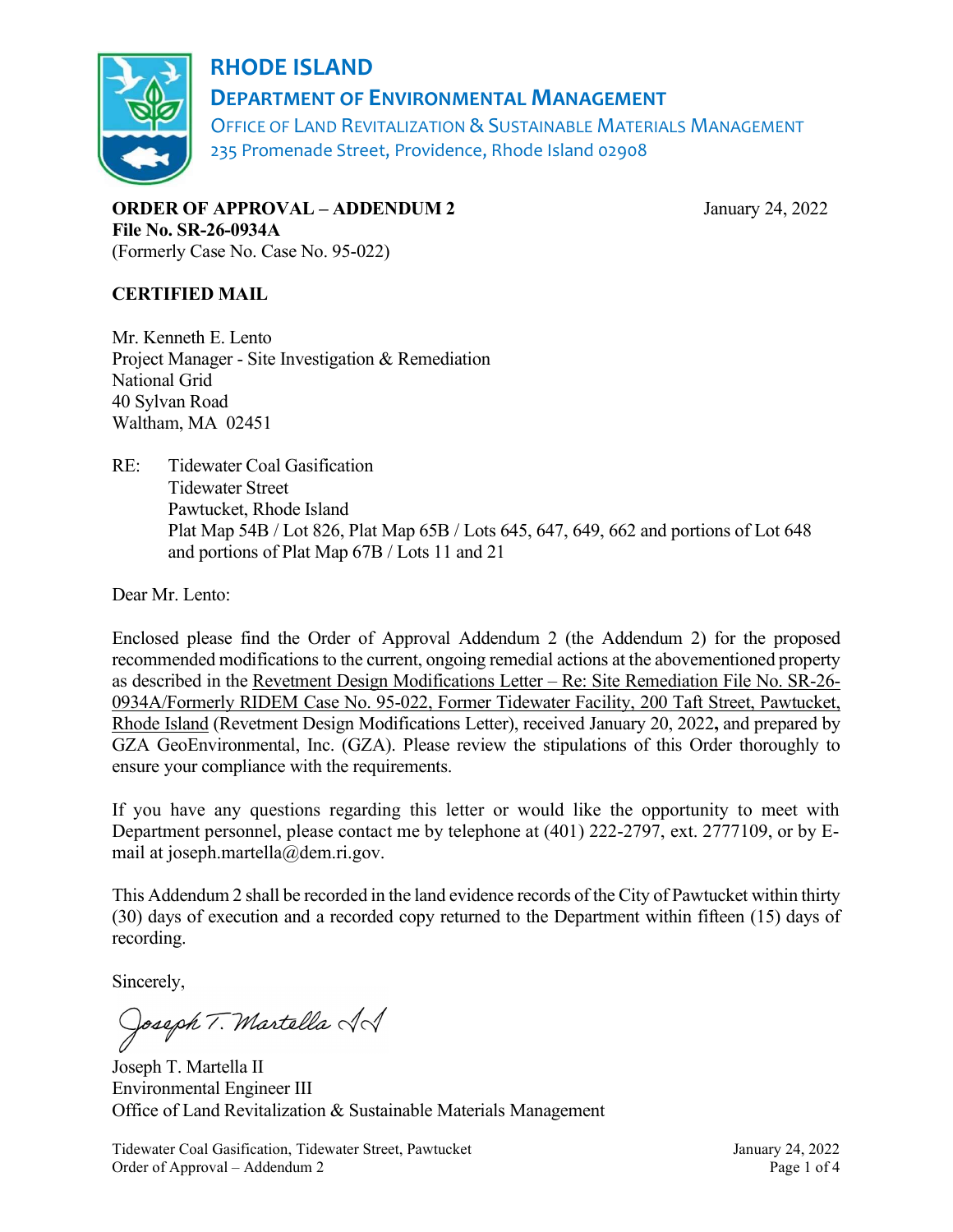# RHODE ISLAND

## DEPARTMENT OF ENVIRONMENTAL MANAGEMENT

OFFICE OF LAND REVITALIZATION & SUSTAINABLE MATERIALS MANAGEMENT
235 Promenade Street, Providence, Rhode Island 02908

**ORDER OF APPROVAL – ADDENDUM 2** January 24, 2022
**File No. SR-26-0934A**
(Formerly Case No. Case No. 95-022)

**CERTIFIED MAIL**

Mr. Kenneth E. Lento
Project Manager - Site Investigation & Remediation
National Grid
40 Sylvan Road
Waltham, MA 02451

RE: Tidewater Coal Gasification
Tidewater Street
Pawtucket, Rhode Island
Plat Map 54B / Lot 826, Plat Map 65B / Lots 645, 647, 649, 662 and portions of Lot 648 and portions of Plat Map 67B / Lots 11 and 21

Dear Mr. Lento:

Enclosed please find the Order of Approval Addendum 2 (the Addendum 2) for the proposed recommended modifications to the current, ongoing remedial actions at the abovementioned property as described in the Revetment Design Modifications Letter – Re: Site Remediation File No. SR-26-0934A/Formerly RIDEM Case No. 95-022, Former Tidewater Facility, 200 Taft Street, Pawtucket, Rhode Island (Revetment Design Modifications Letter), received January 20, 2022**,** and prepared by GZA GeoEnvironmental, Inc. (GZA). Please review the stipulations of this Order thoroughly to ensure your compliance with the requirements.

If you have any questions regarding this letter or would like the opportunity to meet with Department personnel, please contact me by telephone at (401) 222-2797, ext. 2777109, or by E-mail at joseph.martella@dem.ri.gov.

This Addendum 2 shall be recorded in the land evidence records of the City of Pawtucket within thirty (30) days of execution and a recorded copy returned to the Department within fifteen (15) days of recording.

Sincerely,

*Joseph T. Martella II*

Joseph T. Martella II
Environmental Engineer III
Office of Land Revitalization & Sustainable Materials Management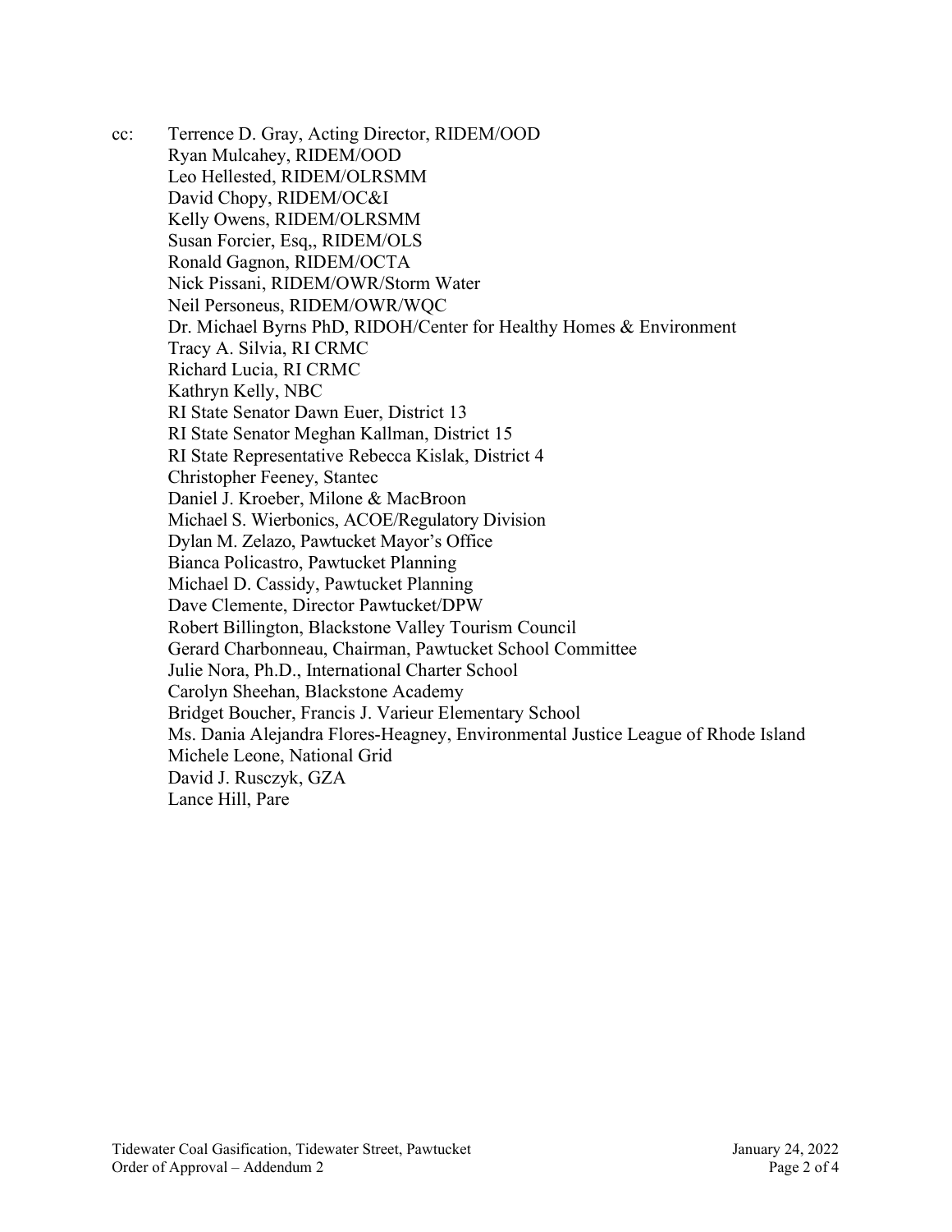cc: Terrence D. Gray, Acting Director, RIDEM/OOD
Ryan Mulcahey, RIDEM/OOD
Leo Hellested, RIDEM/OLRSMM
David Chopy, RIDEM/OC&I
Kelly Owens, RIDEM/OLRSMM
Susan Forcier, Esq,, RIDEM/OLS
Ronald Gagnon, RIDEM/OCTA
Nick Pissani, RIDEM/OWR/Storm Water
Neil Personeus, RIDEM/OWR/WQC
Dr. Michael Byrns PhD, RIDOH/Center for Healthy Homes & Environment
Tracy A. Silvia, RI CRMC
Richard Lucia, RI CRMC
Kathryn Kelly, NBC
RI State Senator Dawn Euer, District 13
RI State Senator Meghan Kallman, District 15
RI State Representative Rebecca Kislak, District 4
Christopher Feeney, Stantec
Daniel J. Kroeber, Milone & MacBroon
Michael S. Wierbonics, ACOE/Regulatory Division
Dylan M. Zelazo, Pawtucket Mayor's Office
Bianca Policastro, Pawtucket Planning
Michael D. Cassidy, Pawtucket Planning
Dave Clemente, Director Pawtucket/DPW
Robert Billington, Blackstone Valley Tourism Council
Gerard Charbonneau, Chairman, Pawtucket School Committee
Julie Nora, Ph.D., International Charter School
Carolyn Sheehan, Blackstone Academy
Bridget Boucher, Francis J. Varieur Elementary School
Ms. Dania Alejandra Flores-Heagney, Environmental Justice League of Rhode Island
Michele Leone, National Grid
David J. Rusczyk, GZA
Lance Hill, Pare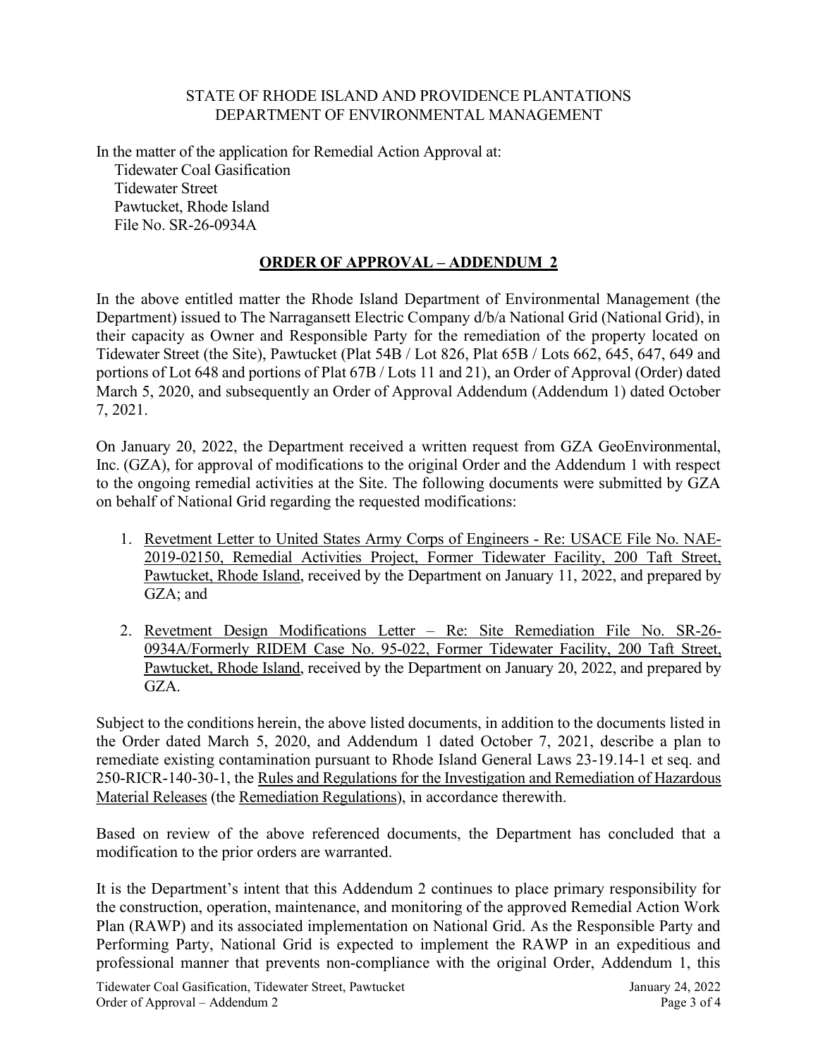STATE OF RHODE ISLAND AND PROVIDENCE PLANTATIONS
DEPARTMENT OF ENVIRONMENTAL MANAGEMENT

In the matter of the application for Remedial Action Approval at:
Tidewater Coal Gasification
Tidewater Street
Pawtucket, Rhode Island
File No. SR-26-0934A

## ORDER OF APPROVAL – ADDENDUM 2

In the above entitled matter the Rhode Island Department of Environmental Management (the Department) issued to The Narragansett Electric Company d/b/a National Grid (National Grid), in their capacity as Owner and Responsible Party for the remediation of the property located on Tidewater Street (the Site), Pawtucket (Plat 54B / Lot 826, Plat 65B / Lots 662, 645, 647, 649 and portions of Lot 648 and portions of Plat 67B / Lots 11 and 21), an Order of Approval (Order) dated March 5, 2020, and subsequently an Order of Approval Addendum (Addendum 1) dated October 7, 2021.

On January 20, 2022, the Department received a written request from GZA GeoEnvironmental, Inc. (GZA), for approval of modifications to the original Order and the Addendum 1 with respect to the ongoing remedial activities at the Site. The following documents were submitted by GZA on behalf of National Grid regarding the requested modifications:

1. Revetment Letter to United States Army Corps of Engineers - Re: USACE File No. NAE-2019-02150, Remedial Activities Project, Former Tidewater Facility, 200 Taft Street, Pawtucket, Rhode Island, received by the Department on January 11, 2022, and prepared by GZA; and
2. Revetment Design Modifications Letter – Re: Site Remediation File No. SR-26-0934A/Formerly RIDEM Case No. 95-022, Former Tidewater Facility, 200 Taft Street, Pawtucket, Rhode Island, received by the Department on January 20, 2022, and prepared by GZA.

Subject to the conditions herein, the above listed documents, in addition to the documents listed in the Order dated March 5, 2020, and Addendum 1 dated October 7, 2021, describe a plan to remediate existing contamination pursuant to Rhode Island General Laws 23-19.14-1 et seq. and 250-RICR-140-30-1, the Rules and Regulations for the Investigation and Remediation of Hazardous Material Releases (the Remediation Regulations), in accordance therewith.

Based on review of the above referenced documents, the Department has concluded that a modification to the prior orders are warranted.

It is the Department's intent that this Addendum 2 continues to place primary responsibility for the construction, operation, maintenance, and monitoring of the approved Remedial Action Work Plan (RAWP) and its associated implementation on National Grid. As the Responsible Party and Performing Party, National Grid is expected to implement the RAWP in an expeditious and professional manner that prevents non-compliance with the original Order, Addendum 1, this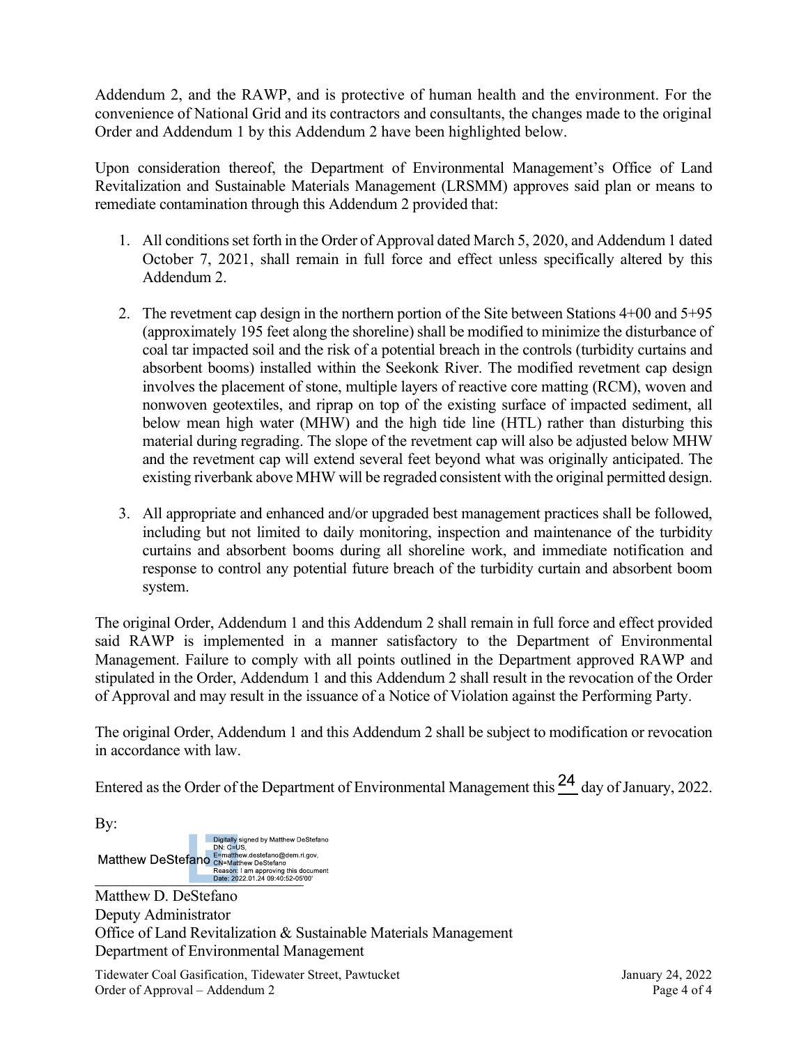Addendum 2, and the RAWP, and is protective of human health and the environment. For the convenience of National Grid and its contractors and consultants, the changes made to the original Order and Addendum 1 by this Addendum 2 have been highlighted below.

Upon consideration thereof, the Department of Environmental Management's Office of Land Revitalization and Sustainable Materials Management (LRSMM) approves said plan or means to remediate contamination through this Addendum 2 provided that:

1. All conditions set forth in the Order of Approval dated March 5, 2020, and Addendum 1 dated October 7, 2021, shall remain in full force and effect unless specifically altered by this Addendum 2.

2. The revetment cap design in the northern portion of the Site between Stations 4+00 and 5+95 (approximately 195 feet along the shoreline) shall be modified to minimize the disturbance of coal tar impacted soil and the risk of a potential breach in the controls (turbidity curtains and absorbent booms) installed within the Seekonk River. The modified revetment cap design involves the placement of stone, multiple layers of reactive core matting (RCM), woven and nonwoven geotextiles, and riprap on top of the existing surface of impacted sediment, all below mean high water (MHW) and the high tide line (HTL) rather than disturbing this material during regrading. The slope of the revetment cap will also be adjusted below MHW and the revetment cap will extend several feet beyond what was originally anticipated. The existing riverbank above MHW will be regraded consistent with the original permitted design.

3. All appropriate and enhanced and/or upgraded best management practices shall be followed, including but not limited to daily monitoring, inspection and maintenance of the turbidity curtains and absorbent booms during all shoreline work, and immediate notification and response to control any potential future breach of the turbidity curtain and absorbent boom system.

The original Order, Addendum 1 and this Addendum 2 shall remain in full force and effect provided said RAWP is implemented in a manner satisfactory to the Department of Environmental Management. Failure to comply with all points outlined in the Department approved RAWP and stipulated in the Order, Addendum 1 and this Addendum 2 shall result in the revocation of the Order of Approval and may result in the issuance of a Notice of Violation against the Performing Party.

The original Order, Addendum 1 and this Addendum 2 shall be subject to modification or revocation in accordance with law.

Entered as the Order of the Department of Environmental Management this 24 day of January, 2022.

By:

Matthew DeStefano
Digitally signed by Matthew DeStefano
DN: C=US, E=matthew.destefano@dem.ri.gov, CN=Matthew DeStefano
Reason: I am approving this document
Date: 2022.01.24 09:40:52-05'00'

Matthew D. DeStefano
Deputy Administrator
Office of Land Revitalization & Sustainable Materials Management
Department of Environmental Management